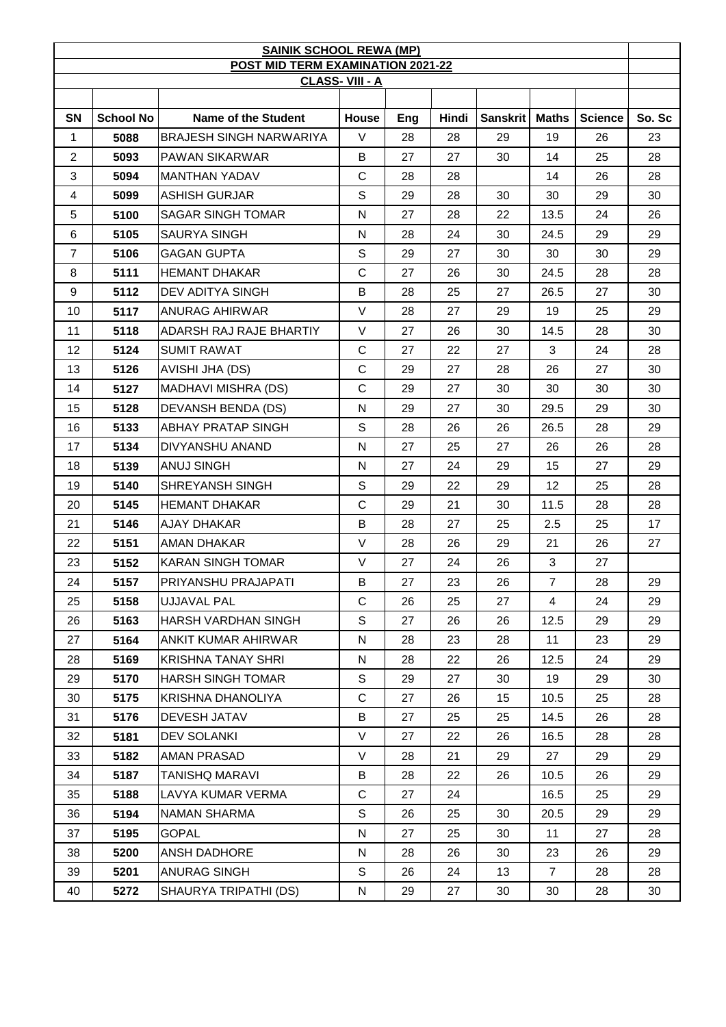**SAINIK SCHOOL REWA (MP)**

**POST MID TERM EXAMINATION 2021-22**

**CLASS- VIII - A**

| SN | School No | Name of the Student | House | Eng | Hindi | Sanskrit | Maths | Science | So. Sc |
|---|---|---|---|---|---|---|---|---|---|
| 1 | 5088 | BRAJESH SINGH NARWARIYA | V | 28 | 28 | 29 | 19 | 26 | 23 |
| 2 | 5093 | PAWAN SIKARWAR | B | 27 | 27 | 30 | 14 | 25 | 28 |
| 3 | 5094 | MANTHAN YADAV | C | 28 | 28 | | 14 | 26 | 28 |
| 4 | 5099 | ASHISH GURJAR | S | 29 | 28 | 30 | 30 | 29 | 30 |
| 5 | 5100 | SAGAR SINGH TOMAR | N | 27 | 28 | 22 | 13.5 | 24 | 26 |
| 6 | 5105 | SAURYA SINGH | N | 28 | 24 | 30 | 24.5 | 29 | 29 |
| 7 | 5106 | GAGAN GUPTA | S | 29 | 27 | 30 | 30 | 30 | 29 |
| 8 | 5111 | HEMANT DHAKAR | C | 27 | 26 | 30 | 24.5 | 28 | 28 |
| 9 | 5112 | DEV ADITYA SINGH | B | 28 | 25 | 27 | 26.5 | 27 | 30 |
| 10 | 5117 | ANURAG AHIRWAR | V | 28 | 27 | 29 | 19 | 25 | 29 |
| 11 | 5118 | ADARSH RAJ RAJE BHARTIY | V | 27 | 26 | 30 | 14.5 | 28 | 30 |
| 12 | 5124 | SUMIT RAWAT | C | 27 | 22 | 27 | 3 | 24 | 28 |
| 13 | 5126 | AVISHI JHA (DS) | C | 29 | 27 | 28 | 26 | 27 | 30 |
| 14 | 5127 | MADHAVI MISHRA (DS) | C | 29 | 27 | 30 | 30 | 30 | 30 |
| 15 | 5128 | DEVANSH BENDA (DS) | N | 29 | 27 | 30 | 29.5 | 29 | 30 |
| 16 | 5133 | ABHAY PRATAP SINGH | S | 28 | 26 | 26 | 26.5 | 28 | 29 |
| 17 | 5134 | DIVYANSHU ANAND | N | 27 | 25 | 27 | 26 | 26 | 28 |
| 18 | 5139 | ANUJ SINGH | N | 27 | 24 | 29 | 15 | 27 | 29 |
| 19 | 5140 | SHREYANSH SINGH | S | 29 | 22 | 29 | 12 | 25 | 28 |
| 20 | 5145 | HEMANT DHAKAR | C | 29 | 21 | 30 | 11.5 | 28 | 28 |
| 21 | 5146 | AJAY DHAKAR | B | 28 | 27 | 25 | 2.5 | 25 | 17 |
| 22 | 5151 | AMAN DHAKAR | V | 28 | 26 | 29 | 21 | 26 | 27 |
| 23 | 5152 | KARAN SINGH TOMAR | V | 27 | 24 | 26 | 3 | 27 | |
| 24 | 5157 | PRIYANSHU PRAJAPATI | B | 27 | 23 | 26 | 7 | 28 | 29 |
| 25 | 5158 | UJJAVAL PAL | C | 26 | 25 | 27 | 4 | 24 | 29 |
| 26 | 5163 | HARSH VARDHAN SINGH | S | 27 | 26 | 26 | 12.5 | 29 | 29 |
| 27 | 5164 | ANKIT KUMAR AHIRWAR | N | 28 | 23 | 28 | 11 | 23 | 29 |
| 28 | 5169 | KRISHNA TANAY SHRI | N | 28 | 22 | 26 | 12.5 | 24 | 29 |
| 29 | 5170 | HARSH SINGH TOMAR | S | 29 | 27 | 30 | 19 | 29 | 30 |
| 30 | 5175 | KRISHNA DHANOLIYA | C | 27 | 26 | 15 | 10.5 | 25 | 28 |
| 31 | 5176 | DEVESH JATAV | B | 27 | 25 | 25 | 14.5 | 26 | 28 |
| 32 | 5181 | DEV SOLANKI | V | 27 | 22 | 26 | 16.5 | 28 | 28 |
| 33 | 5182 | AMAN PRASAD | V | 28 | 21 | 29 | 27 | 29 | 29 |
| 34 | 5187 | TANISHQ MARAVI | B | 28 | 22 | 26 | 10.5 | 26 | 29 |
| 35 | 5188 | LAVYA KUMAR VERMA | C | 27 | 24 | | 16.5 | 25 | 29 |
| 36 | 5194 | NAMAN SHARMA | S | 26 | 25 | 30 | 20.5 | 29 | 29 |
| 37 | 5195 | GOPAL | N | 27 | 25 | 30 | 11 | 27 | 28 |
| 38 | 5200 | ANSH DADHORE | N | 28 | 26 | 30 | 23 | 26 | 29 |
| 39 | 5201 | ANURAG SINGH | S | 26 | 24 | 13 | 7 | 28 | 28 |
| 40 | 5272 | SHAURYA TRIPATHI (DS) | N | 29 | 27 | 30 | 30 | 28 | 30 |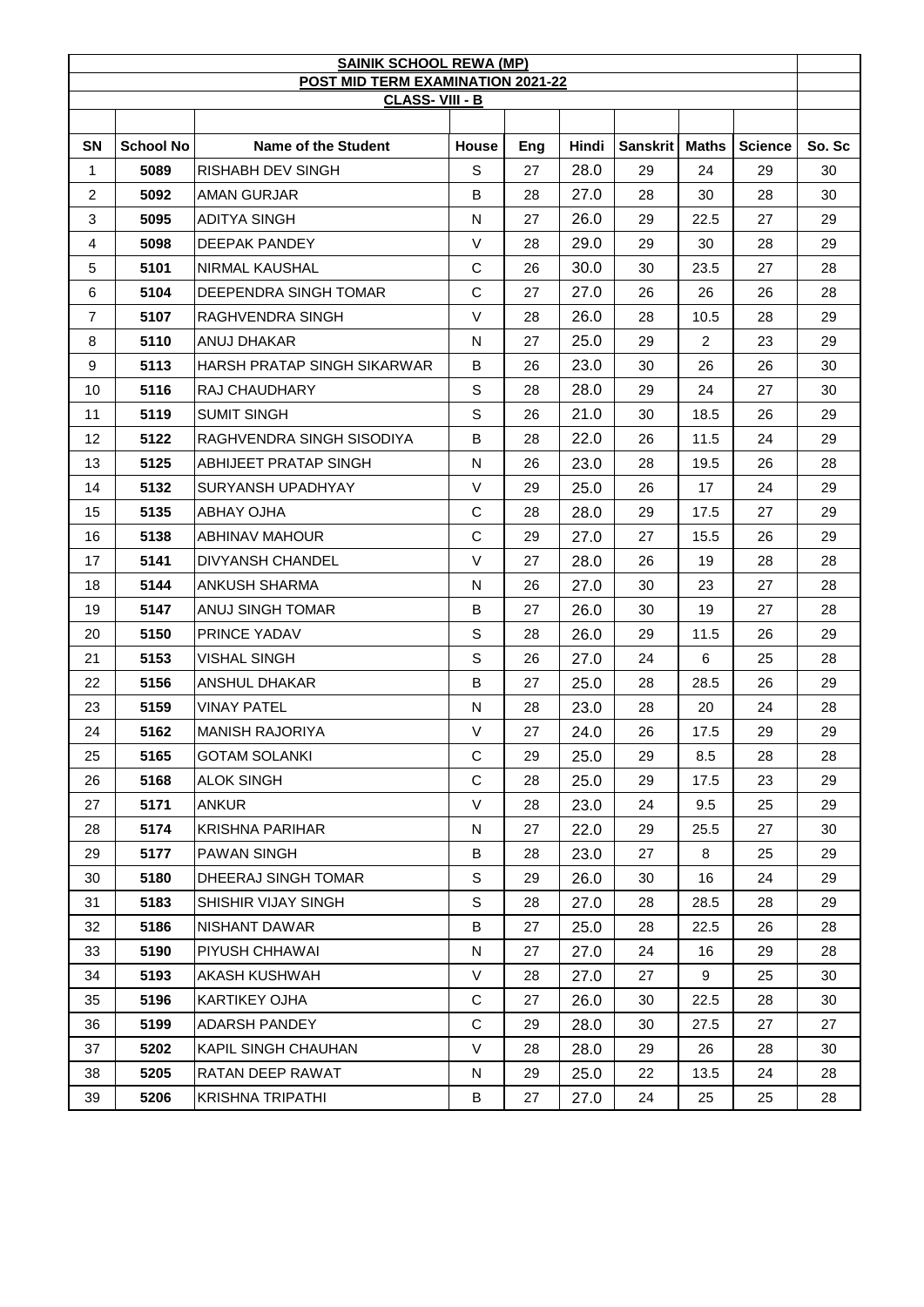**SAINIK SCHOOL REWA (MP)**

**POST MID TERM EXAMINATION 2021-22**

**CLASS- VIII - B**

| SN | School No | Name of the Student | House | Eng | Hindi | Sanskrit | Maths | Science | So. Sc |
|---|---|---|---|---|---|---|---|---|---|
| 1 | 5089 | RISHABH DEV SINGH | S | 27 | 28.0 | 29 | 24 | 29 | 30 |
| 2 | 5092 | AMAN GURJAR | B | 28 | 27.0 | 28 | 30 | 28 | 30 |
| 3 | 5095 | ADITYA SINGH | N | 27 | 26.0 | 29 | 22.5 | 27 | 29 |
| 4 | 5098 | DEEPAK PANDEY | V | 28 | 29.0 | 29 | 30 | 28 | 29 |
| 5 | 5101 | NIRMAL KAUSHAL | C | 26 | 30.0 | 30 | 23.5 | 27 | 28 |
| 6 | 5104 | DEEPENDRA SINGH TOMAR | C | 27 | 27.0 | 26 | 26 | 26 | 28 |
| 7 | 5107 | RAGHVENDRA SINGH | V | 28 | 26.0 | 28 | 10.5 | 28 | 29 |
| 8 | 5110 | ANUJ DHAKAR | N | 27 | 25.0 | 29 | 2 | 23 | 29 |
| 9 | 5113 | HARSH PRATAP SINGH SIKARWAR | B | 26 | 23.0 | 30 | 26 | 26 | 30 |
| 10 | 5116 | RAJ CHAUDHARY | S | 28 | 28.0 | 29 | 24 | 27 | 30 |
| 11 | 5119 | SUMIT SINGH | S | 26 | 21.0 | 30 | 18.5 | 26 | 29 |
| 12 | 5122 | RAGHVENDRA SINGH SISODIYA | B | 28 | 22.0 | 26 | 11.5 | 24 | 29 |
| 13 | 5125 | ABHIJEET PRATAP SINGH | N | 26 | 23.0 | 28 | 19.5 | 26 | 28 |
| 14 | 5132 | SURYANSH UPADHYAY | V | 29 | 25.0 | 26 | 17 | 24 | 29 |
| 15 | 5135 | ABHAY OJHA | C | 28 | 28.0 | 29 | 17.5 | 27 | 29 |
| 16 | 5138 | ABHINAV MAHOUR | C | 29 | 27.0 | 27 | 15.5 | 26 | 29 |
| 17 | 5141 | DIVYANSH CHANDEL | V | 27 | 28.0 | 26 | 19 | 28 | 28 |
| 18 | 5144 | ANKUSH SHARMA | N | 26 | 27.0 | 30 | 23 | 27 | 28 |
| 19 | 5147 | ANUJ SINGH TOMAR | B | 27 | 26.0 | 30 | 19 | 27 | 28 |
| 20 | 5150 | PRINCE YADAV | S | 28 | 26.0 | 29 | 11.5 | 26 | 29 |
| 21 | 5153 | VISHAL SINGH | S | 26 | 27.0 | 24 | 6 | 25 | 28 |
| 22 | 5156 | ANSHUL DHAKAR | B | 27 | 25.0 | 28 | 28.5 | 26 | 29 |
| 23 | 5159 | VINAY PATEL | N | 28 | 23.0 | 28 | 20 | 24 | 28 |
| 24 | 5162 | MANISH RAJORIYA | V | 27 | 24.0 | 26 | 17.5 | 29 | 29 |
| 25 | 5165 | GOTAM SOLANKI | C | 29 | 25.0 | 29 | 8.5 | 28 | 28 |
| 26 | 5168 | ALOK SINGH | C | 28 | 25.0 | 29 | 17.5 | 23 | 29 |
| 27 | 5171 | ANKUR | V | 28 | 23.0 | 24 | 9.5 | 25 | 29 |
| 28 | 5174 | KRISHNA PARIHAR | N | 27 | 22.0 | 29 | 25.5 | 27 | 30 |
| 29 | 5177 | PAWAN SINGH | B | 28 | 23.0 | 27 | 8 | 25 | 29 |
| 30 | 5180 | DHEERAJ SINGH TOMAR | S | 29 | 26.0 | 30 | 16 | 24 | 29 |
| 31 | 5183 | SHISHIR VIJAY SINGH | S | 28 | 27.0 | 28 | 28.5 | 28 | 29 |
| 32 | 5186 | NISHANT DAWAR | B | 27 | 25.0 | 28 | 22.5 | 26 | 28 |
| 33 | 5190 | PIYUSH CHHAWAI | N | 27 | 27.0 | 24 | 16 | 29 | 28 |
| 34 | 5193 | AKASH KUSHWAH | V | 28 | 27.0 | 27 | 9 | 25 | 30 |
| 35 | 5196 | KARTIKEY OJHA | C | 27 | 26.0 | 30 | 22.5 | 28 | 30 |
| 36 | 5199 | ADARSH PANDEY | C | 29 | 28.0 | 30 | 27.5 | 27 | 27 |
| 37 | 5202 | KAPIL SINGH CHAUHAN | V | 28 | 28.0 | 29 | 26 | 28 | 30 |
| 38 | 5205 | RATAN DEEP RAWAT | N | 29 | 25.0 | 22 | 13.5 | 24 | 28 |
| 39 | 5206 | KRISHNA TRIPATHI | B | 27 | 27.0 | 24 | 25 | 25 | 28 |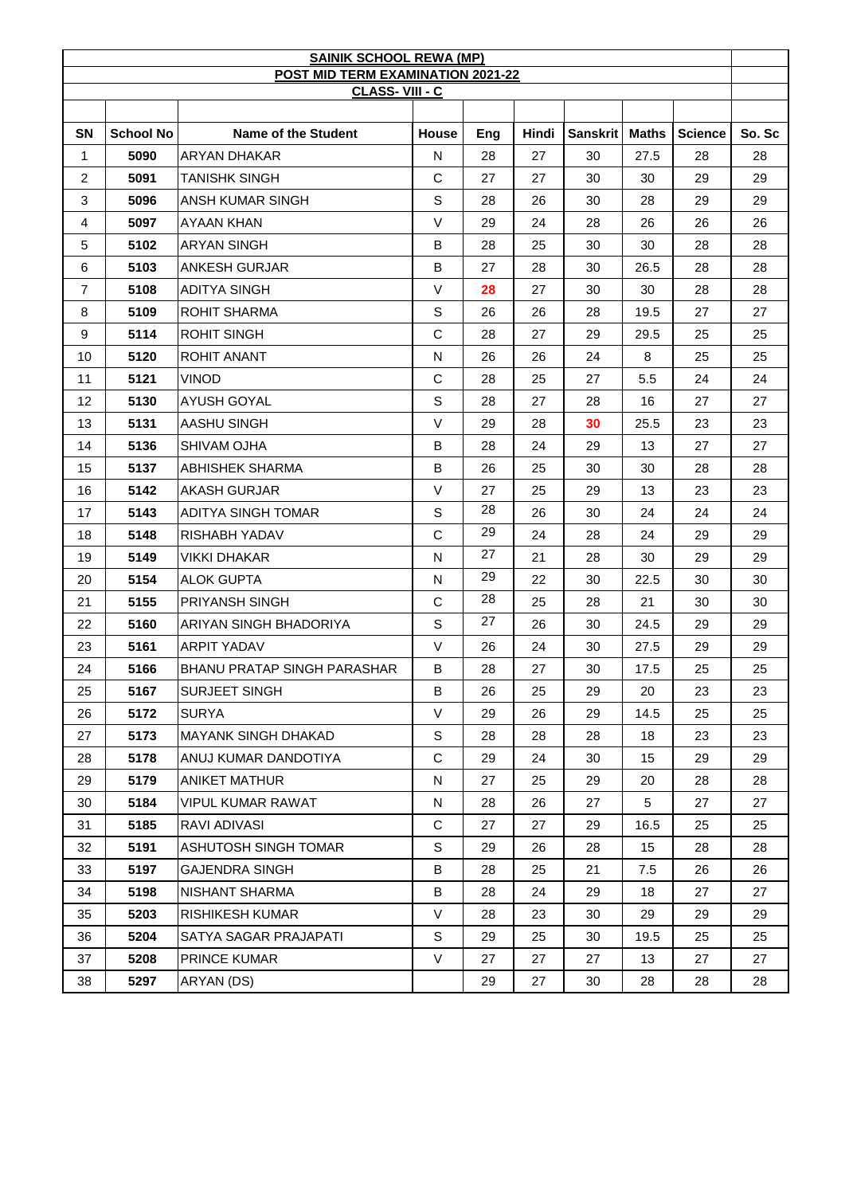**SAINIK SCHOOL REWA (MP)**

**POST MID TERM EXAMINATION 2021-22**

**CLASS- VIII - C**

| SN | School No | Name of the Student | House | Eng | Hindi | Sanskrit | Maths | Science | So. Sc |
|---|---|---|---|---|---|---|---|---|---|
| 1 | 5090 | ARYAN DHAKAR | N | 28 | 27 | 30 | 27.5 | 28 | 28 |
| 2 | 5091 | TANISHK SINGH | C | 27 | 27 | 30 | 30 | 29 | 29 |
| 3 | 5096 | ANSH KUMAR SINGH | S | 28 | 26 | 30 | 28 | 29 | 29 |
| 4 | 5097 | AYAAN KHAN | V | 29 | 24 | 28 | 26 | 26 | 26 |
| 5 | 5102 | ARYAN SINGH | B | 28 | 25 | 30 | 30 | 28 | 28 |
| 6 | 5103 | ANKESH GURJAR | B | 27 | 28 | 30 | 26.5 | 28 | 28 |
| 7 | 5108 | ADITYA SINGH | V | 28 | 27 | 30 | 30 | 28 | 28 |
| 8 | 5109 | ROHIT SHARMA | S | 26 | 26 | 28 | 19.5 | 27 | 27 |
| 9 | 5114 | ROHIT SINGH | C | 28 | 27 | 29 | 29.5 | 25 | 25 |
| 10 | 5120 | ROHIT ANANT | N | 26 | 26 | 24 | 8 | 25 | 25 |
| 11 | 5121 | VINOD | C | 28 | 25 | 27 | 5.5 | 24 | 24 |
| 12 | 5130 | AYUSH GOYAL | S | 28 | 27 | 28 | 16 | 27 | 27 |
| 13 | 5131 | AASHU SINGH | V | 29 | 28 | 30 | 25.5 | 23 | 23 |
| 14 | 5136 | SHIVAM OJHA | B | 28 | 24 | 29 | 13 | 27 | 27 |
| 15 | 5137 | ABHISHEK SHARMA | B | 26 | 25 | 30 | 30 | 28 | 28 |
| 16 | 5142 | AKASH GURJAR | V | 27 | 25 | 29 | 13 | 23 | 23 |
| 17 | 5143 | ADITYA SINGH TOMAR | S | 28 | 26 | 30 | 24 | 24 | 24 |
| 18 | 5148 | RISHABH YADAV | C | 29 | 24 | 28 | 24 | 29 | 29 |
| 19 | 5149 | VIKKI DHAKAR | N | 27 | 21 | 28 | 30 | 29 | 29 |
| 20 | 5154 | ALOK GUPTA | N | 29 | 22 | 30 | 22.5 | 30 | 30 |
| 21 | 5155 | PRIYANSH SINGH | C | 28 | 25 | 28 | 21 | 30 | 30 |
| 22 | 5160 | ARIYAN SINGH BHADORIYA | S | 27 | 26 | 30 | 24.5 | 29 | 29 |
| 23 | 5161 | ARPIT YADAV | V | 26 | 24 | 30 | 27.5 | 29 | 29 |
| 24 | 5166 | BHANU PRATAP SINGH PARASHAR | B | 28 | 27 | 30 | 17.5 | 25 | 25 |
| 25 | 5167 | SURJEET SINGH | B | 26 | 25 | 29 | 20 | 23 | 23 |
| 26 | 5172 | SURYA | V | 29 | 26 | 29 | 14.5 | 25 | 25 |
| 27 | 5173 | MAYANK SINGH DHAKAD | S | 28 | 28 | 28 | 18 | 23 | 23 |
| 28 | 5178 | ANUJ KUMAR DANDOTIYA | C | 29 | 24 | 30 | 15 | 29 | 29 |
| 29 | 5179 | ANIKET MATHUR | N | 27 | 25 | 29 | 20 | 28 | 28 |
| 30 | 5184 | VIPUL KUMAR RAWAT | N | 28 | 26 | 27 | 5 | 27 | 27 |
| 31 | 5185 | RAVI ADIVASI | C | 27 | 27 | 29 | 16.5 | 25 | 25 |
| 32 | 5191 | ASHUTOSH SINGH TOMAR | S | 29 | 26 | 28 | 15 | 28 | 28 |
| 33 | 5197 | GAJENDRA SINGH | B | 28 | 25 | 21 | 7.5 | 26 | 26 |
| 34 | 5198 | NISHANT SHARMA | B | 28 | 24 | 29 | 18 | 27 | 27 |
| 35 | 5203 | RISHIKESH KUMAR | V | 28 | 23 | 30 | 29 | 29 | 29 |
| 36 | 5204 | SATYA SAGAR PRAJAPATI | S | 29 | 25 | 30 | 19.5 | 25 | 25 |
| 37 | 5208 | PRINCE KUMAR | V | 27 | 27 | 27 | 13 | 27 | 27 |
| 38 | 5297 | ARYAN (DS) | | 29 | 27 | 30 | 28 | 28 | 28 |